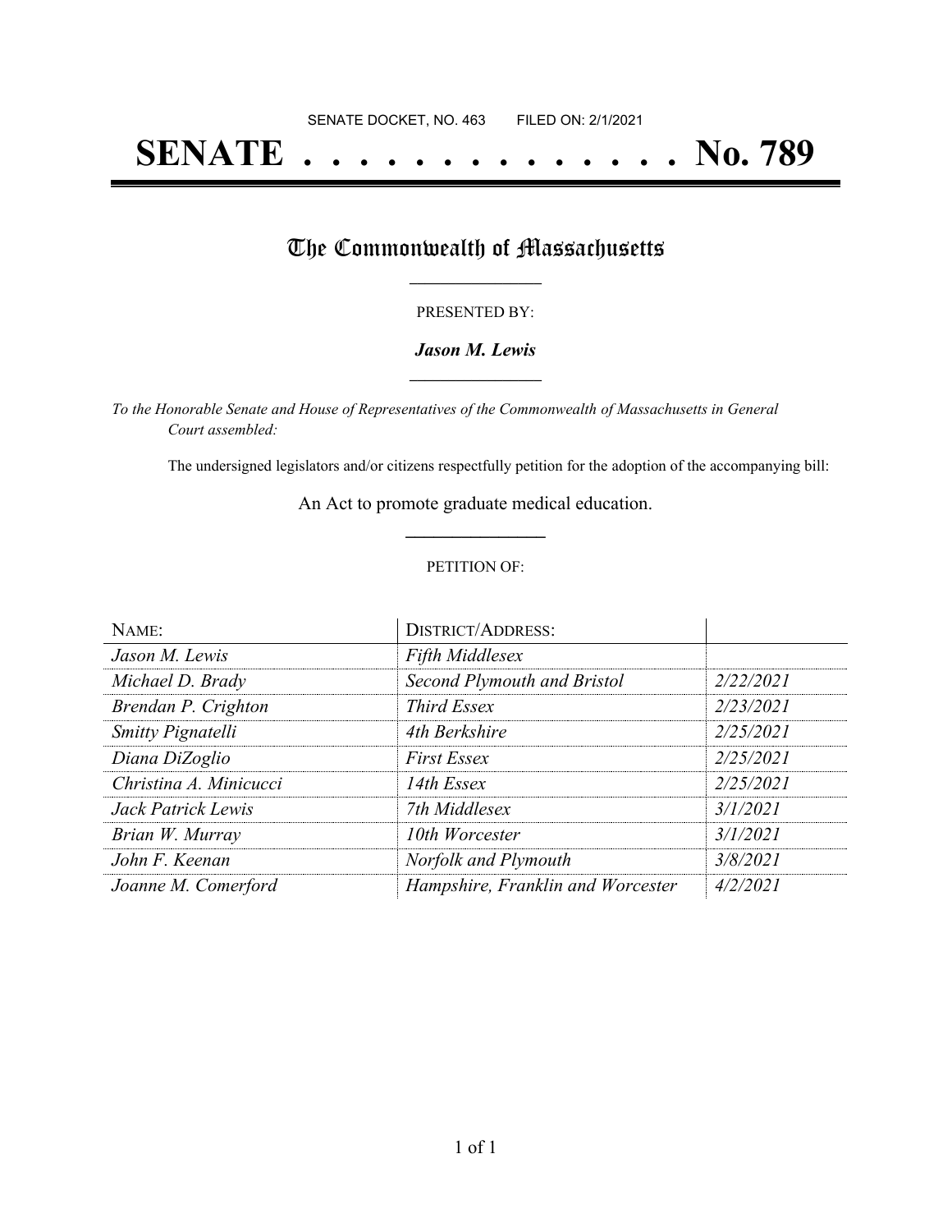SENATE DOCKET, NO. 463        FILED ON: 2/1/2021

# SENATE . . . . . . . . . . . . . . . No. 789

## The Commonwealth of Massachusetts

PRESENTED BY:

***Jason M. Lewis***

*To the Honorable Senate and House of Representatives of the Commonwealth of Massachusetts in General Court assembled:*

The undersigned legislators and/or citizens respectfully petition for the adoption of the accompanying bill:

An Act to promote graduate medical education.

PETITION OF:

| NAME: | DISTRICT/ADDRESS: | |
|---|---|---|
| *Jason M. Lewis* | *Fifth Middlesex* | |
| *Michael D. Brady* | *Second Plymouth and Bristol* | *2/22/2021* |
| *Brendan P. Crighton* | *Third Essex* | *2/23/2021* |
| *Smitty Pignatelli* | *4th Berkshire* | *2/25/2021* |
| *Diana DiZoglio* | *First Essex* | *2/25/2021* |
| *Christina A. Minicucci* | *14th Essex* | *2/25/2021* |
| *Jack Patrick Lewis* | *7th Middlesex* | *3/1/2021* |
| *Brian W. Murray* | *10th Worcester* | *3/1/2021* |
| *John F. Keenan* | *Norfolk and Plymouth* | *3/8/2021* |
| *Joanne M. Comerford* | *Hampshire, Franklin and Worcester* | *4/2/2021* |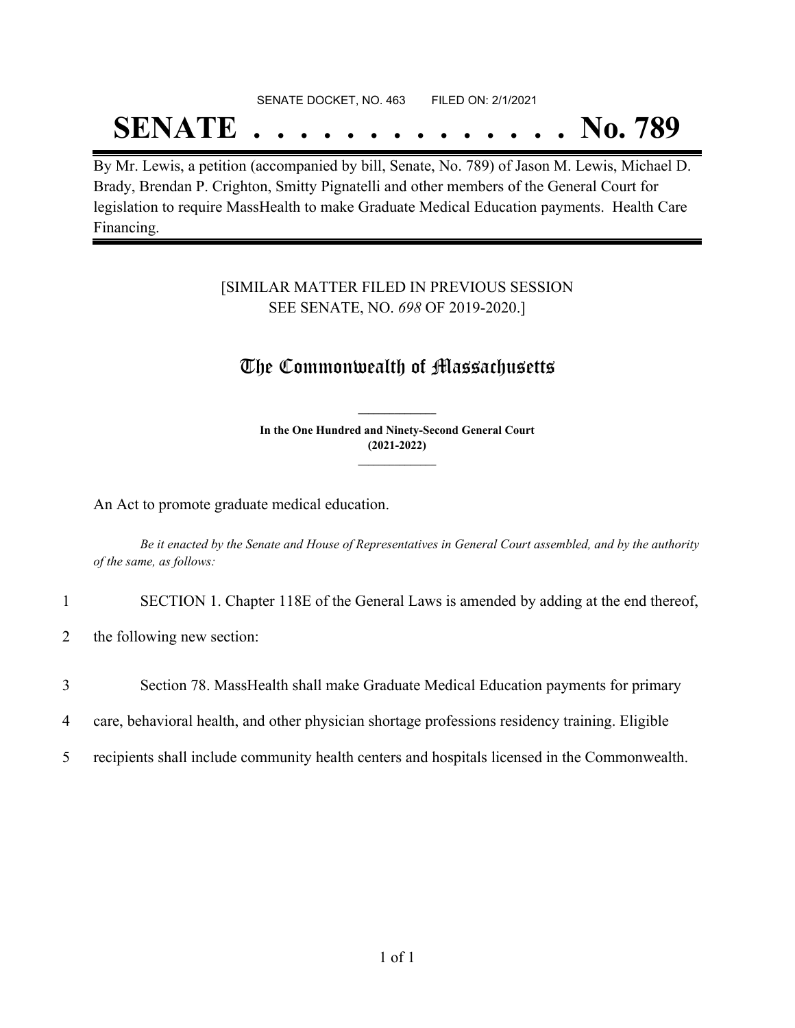SENATE DOCKET, NO. 463 FILED ON: 2/1/2021

# SENATE . . . . . . . . . . . . . . No. 789

By Mr. Lewis, a petition (accompanied by bill, Senate, No. 789) of Jason M. Lewis, Michael D. Brady, Brendan P. Crighton, Smitty Pignatelli and other members of the General Court for legislation to require MassHealth to make Graduate Medical Education payments. Health Care Financing.

[SIMILAR MATTER FILED IN PREVIOUS SESSION SEE SENATE, NO. *698* OF 2019-2020.]

## The Commonwealth of Massachusetts

**In the One Hundred and Ninety-Second General Court (2021-2022)**

An Act to promote graduate medical education.

*Be it enacted by the Senate and House of Representatives in General Court assembled, and by the authority of the same, as follows:*

1 SECTION 1. Chapter 118E of the General Laws is amended by adding at the end thereof,

2 the following new section:

3 Section 78. MassHealth shall make Graduate Medical Education payments for primary

4 care, behavioral health, and other physician shortage professions residency training. Eligible

5 recipients shall include community health centers and hospitals licensed in the Commonwealth.